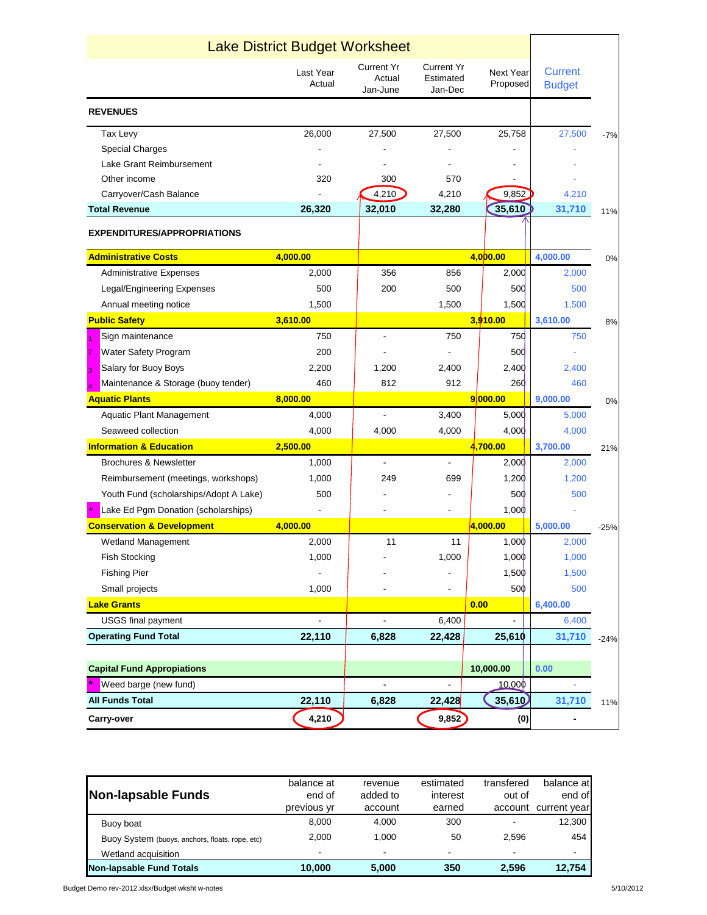# Lake District Budget Worksheet

| | Last Year Actual | Current Yr Actual Jan-June | Current Yr Estimated Jan-Dec | Next Year Proposed | Current Budget | |
|---|---|---|---|---|---|---|
| **REVENUES** | | | | | | |
| Tax Levy | 26,000 | 27,500 | 27,500 | 25,758 | 27,500 | -7% |
| Special Charges | - | - | - | - | - | |
| Lake Grant Reimbursement | - | - | - | - | - | |
| Other income | 320 | 300 | 570 | - | - | |
| Carryover/Cash Balance | - | 4,210 | 4,210 | 9,852 | 4,210 | |
| **Total Revenue** | **26,320** | **32,010** | **32,280** | **35,610** | **31,710** | 11% |
| **EXPENDITURES/APPROPRIATIONS** | | | | | | |
| **Administrative Costs** | **4,000.00** | | | **4,000.00** | **4,000.00** | 0% |
| Administrative Expenses | 2,000 | 356 | 856 | 2,000 | 2,000 | |
| Legal/Engineering Expenses | 500 | 200 | 500 | 500 | 500 | |
| Annual meeting notice | 1,500 | | 1,500 | 1,500 | 1,500 | |
| **Public Safety** | **3,610.00** | | | **3,910.00** | **3,610.00** | 8% |
| 1 Sign maintenance | 750 | - | 750 | 750 | 750 | |
| 2 Water Safety Program | 200 | - | - | 500 | - | |
| 3 Salary for Buoy Boys | 2,200 | 1,200 | 2,400 | 2,400 | 2,400 | |
| 4 Maintenance & Storage (buoy tender) | 460 | 812 | 912 | 260 | 460 | |
| **Aquatic Plants** | **8,000.00** | | | **9,000.00** | **9,000.00** | 0% |
| Aquatic Plant Management | 4,000 | - | 3,400 | 5,000 | 5,000 | |
| Seaweed collection | 4,000 | 4,000 | 4,000 | 4,000 | 4,000 | |
| **Information & Education** | **2,500.00** | | | **4,700.00** | **3,700.00** | 21% |
| Brochures & Newsletter | 1,000 | - | - | 2,000 | 2,000 | |
| Reimbursement (meetings, workshops) | 1,000 | 249 | 699 | 1,200 | 1,200 | |
| Youth Fund (scholarships/Adopt A Lake) | 500 | - | - | 500 | 500 | |
| * Lake Ed Pgm Donation (scholarships) | - | - | - | 1,000 | - | |
| **Conservation & Development** | **4,000.00** | | | **4,000.00** | **5,000.00** | -25% |
| Wetland Management | 2,000 | 11 | 11 | 1,000 | 2,000 | |
| Fish Stocking | 1,000 | - | 1,000 | 1,000 | 1,000 | |
| Fishing Pier | - | - | - | 1,500 | 1,500 | |
| Small projects | 1,000 | - | - | 500 | 500 | |
| **Lake Grants** | | | | **0.00** | **6,400.00** | |
| USGS final payment | - | - | 6,400 | - | 6,400 | |
| **Operating Fund Total** | **22,110** | **6,828** | **22,428** | **25,610** | **31,710** | -24% |
| **Capital Fund Appropiations** | | | | **10,000.00** | **0.00** | |
| * Weed barge (new fund) | | - | - | 10,000 | - | |
| **All Funds Total** | **22,110** | **6,828** | **22,428** | **35,610** | **31,710** | 11% |
| **Carry-over** | **4,210** | | **9,852** | **(0)** | **-** | |

| Non-lapsable Funds | balance at end of previous yr | revenue added to account | estimated interest earned | transfered out of account | balance at end of current year |
|---|---|---|---|---|---|
| Buoy boat | 8,000 | 4,000 | 300 | - | 12,300 |
| Buoy System (buoys, anchors, floats, rope, etc) | 2,000 | 1,000 | 50 | 2,596 | 454 |
| Wetland acquisition | - | - | - | - | - |
| **Non-lapsable Fund Totals** | **10,000** | **5,000** | **350** | **2,596** | **12,754** |

Budget Demo rev-2012.xlsx/Budget wksht w-notes 5/10/2012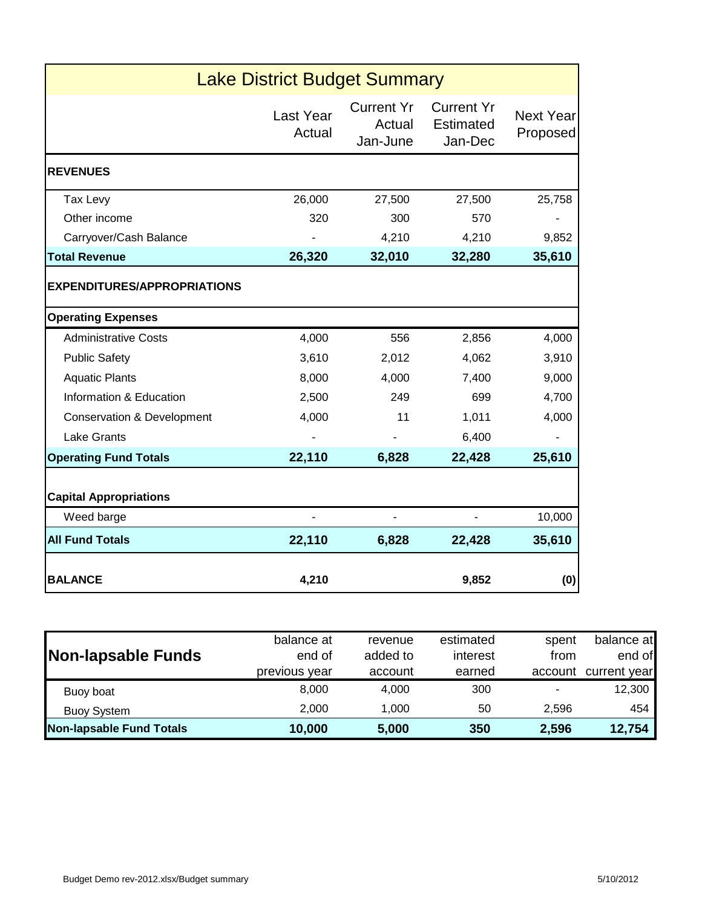# Lake District Budget Summary

| | Last Year Actual | Current Yr Actual Jan-June | Current Yr Estimated Jan-Dec | Next Year Proposed |
|---|---|---|---|---|
| **REVENUES** | | | | |
| Tax Levy | 26,000 | 27,500 | 27,500 | 25,758 |
| Other income | 320 | 300 | 570 | - |
| Carryover/Cash Balance | - | 4,210 | 4,210 | 9,852 |
| **Total Revenue** | **26,320** | **32,010** | **32,280** | **35,610** |
| **EXPENDITURES/APPROPRIATIONS** | | | | |
| **Operating Expenses** | | | | |
| Administrative Costs | 4,000 | 556 | 2,856 | 4,000 |
| Public Safety | 3,610 | 2,012 | 4,062 | 3,910 |
| Aquatic Plants | 8,000 | 4,000 | 7,400 | 9,000 |
| Information & Education | 2,500 | 249 | 699 | 4,700 |
| Conservation & Development | 4,000 | 11 | 1,011 | 4,000 |
| Lake Grants | - | - | 6,400 | - |
| **Operating Fund Totals** | **22,110** | **6,828** | **22,428** | **25,610** |
| **Capital Appropriations** | | | | |
| Weed barge | - | - | - | 10,000 |
| **All Fund Totals** | **22,110** | **6,828** | **22,428** | **35,610** |
| **BALANCE** | **4,210** | | **9,852** | **(0)** |

| **Non-lapsable Funds** | balance at end of previous year | revenue added to account | estimated interest earned | spent from account | balance at end of current year |
|---|---|---|---|---|---|
| Buoy boat | 8,000 | 4,000 | 300 | - | 12,300 |
| Buoy System | 2,000 | 1,000 | 50 | 2,596 | 454 |
| **Non-lapsable Fund Totals** | **10,000** | **5,000** | **350** | **2,596** | **12,754** |

Budget Demo rev-2012.xlsx/Budget summary 5/10/2012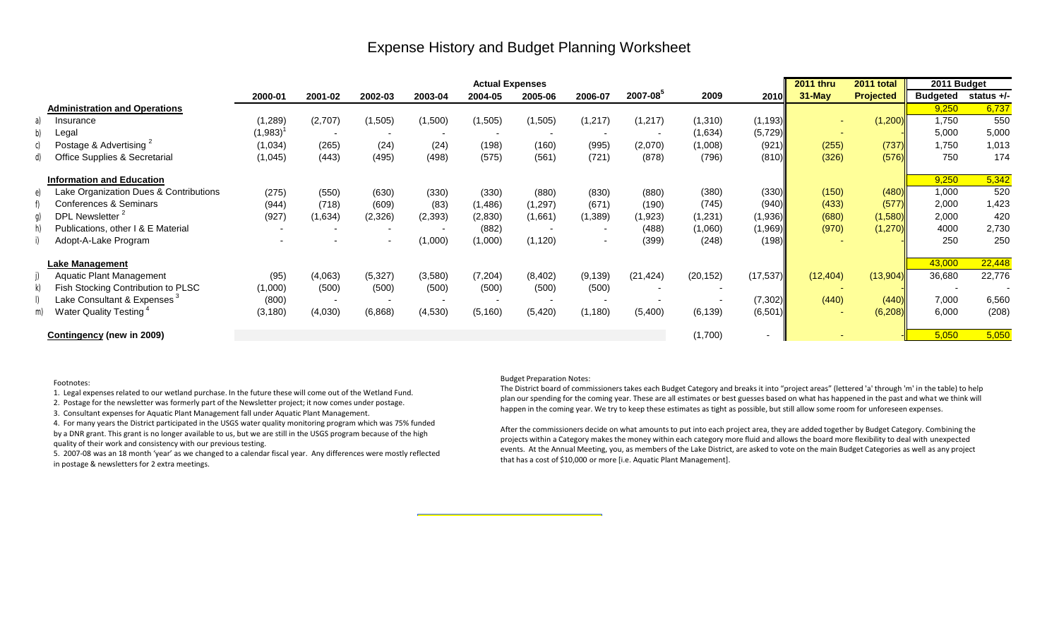# Expense History and Budget Planning Worksheet

| | | Actual Expenses | | | | | | | | | | 2011 thru | 2011 total | 2011 Budget | |
|---|---|---|---|---|---|---|---|---|---|---|---|---|---|---|---|
| | | 2000-01 | 2001-02 | 2002-03 | 2003-04 | 2004-05 | 2005-06 | 2006-07 | 2007-08[5] | 2009 | 2010 | 31-May | Projected | Budgeted | status +/- |
| | **Administration and Operations** | | | | | | | | | | | | | 9,250 | 6,737 |
| a) | Insurance | (1,289) | (2,707) | (1,505) | (1,500) | (1,505) | (1,505) | (1,217) | (1,217) | (1,310) | (1,193) | - | (1,200) | 1,750 | 550 |
| b) | Legal | (1,983)[1] | - | - | - | - | - | - | - | (1,634) | (5,729) | - | - | 5,000 | 5,000 |
| c) | Postage & Advertising [2] | (1,034) | (265) | (24) | (24) | (198) | (160) | (995) | (2,070) | (1,008) | (921) | (255) | (737) | 1,750 | 1,013 |
| d) | Office Supplies & Secretarial | (1,045) | (443) | (495) | (498) | (575) | (561) | (721) | (878) | (796) | (810) | (326) | (576) | 750 | 174 |
| | **Information and Education** | | | | | | | | | | | | | 9,250 | 5,342 |
| e) | Lake Organization Dues & Contributions | (275) | (550) | (630) | (330) | (330) | (880) | (830) | (880) | (380) | (330) | (150) | (480) | 1,000 | 520 |
| f) | Conferences & Seminars | (944) | (718) | (609) | (83) | (1,486) | (1,297) | (671) | (190) | (745) | (940) | (433) | (577) | 2,000 | 1,423 |
| g) | DPL Newsletter [2] | (927) | (1,634) | (2,326) | (2,393) | (2,830) | (1,661) | (1,389) | (1,923) | (1,231) | (1,936) | (680) | (1,580) | 2,000 | 420 |
| h) | Publications, other I & E Material | - | - | - | - | (882) | - | - | (488) | (1,060) | (1,969) | (970) | (1,270) | 4000 | 2,730 |
| i) | Adopt-A-Lake Program | - | - | - | (1,000) | (1,000) | (1,120) | - | (399) | (248) | (198) | - | - | 250 | 250 |
| | **Lake Management** | | | | | | | | | | | | | 43,000 | 22,448 |
| j) | Aquatic Plant Management | (95) | (4,063) | (5,327) | (3,580) | (7,204) | (8,402) | (9,139) | (21,424) | (20,152) | (17,537) | (12,404) | (13,904) | 36,680 | 22,776 |
| k) | Fish Stocking Contribution to PLSC | (1,000) | (500) | (500) | (500) | (500) | (500) | (500) | - | - | | - | | - | - |
| l) | Lake Consultant & Expenses [3] | (800) | - | - | - | - | - | - | - | - | (7,302) | (440) | (440) | 7,000 | 6,560 |
| m) | Water Quality Testing [4] | (3,180) | (4,030) | (6,868) | (4,530) | (5,160) | (5,420) | (1,180) | (5,400) | (6,139) | (6,501) | - | (6,208) | 6,000 | (208) |
| | **Contingency (new in 2009)** | | | | | | | | | (1,700) | - | - | - | 5,050 | 5,050 |

Footnotes:

1. Legal expenses related to our wetland purchase. In the future these will come out of the Wetland Fund.
2. Postage for the newsletter was formerly part of the Newsletter project; it now comes under postage.
3. Consultant expenses for Aquatic Plant Management fall under Aquatic Plant Management.
4. For many years the District participated in the USGS water quality monitoring program which was 75% funded by a DNR grant. This grant is no longer available to us, but we are still in the USGS program because of the high quality of their work and consistency with our previous testing.
5. 2007-08 was an 18 month 'year' as we changed to a calendar fiscal year. Any differences were mostly reflected in postage & newsletters for 2 extra meetings.

Budget Preparation Notes:

The District board of commissioners takes each Budget Category and breaks it into "project areas" (lettered 'a' through 'm' in the table) to help plan our spending for the coming year. These are all estimates or best guesses based on what has happened in the past and what we think will happen in the coming year. We try to keep these estimates as tight as possible, but still allow some room for unforeseen expenses.

After the commissioners decide on what amounts to put into each project area, they are added together by Budget Category. Combining the projects within a Category makes the money within each category more fluid and allows the board more flexibility to deal with unexpected events. At the Annual Meeting, you, as members of the Lake District, are asked to vote on the main Budget Categories as well as any project that has a cost of $10,000 or more [i.e. Aquatic Plant Management].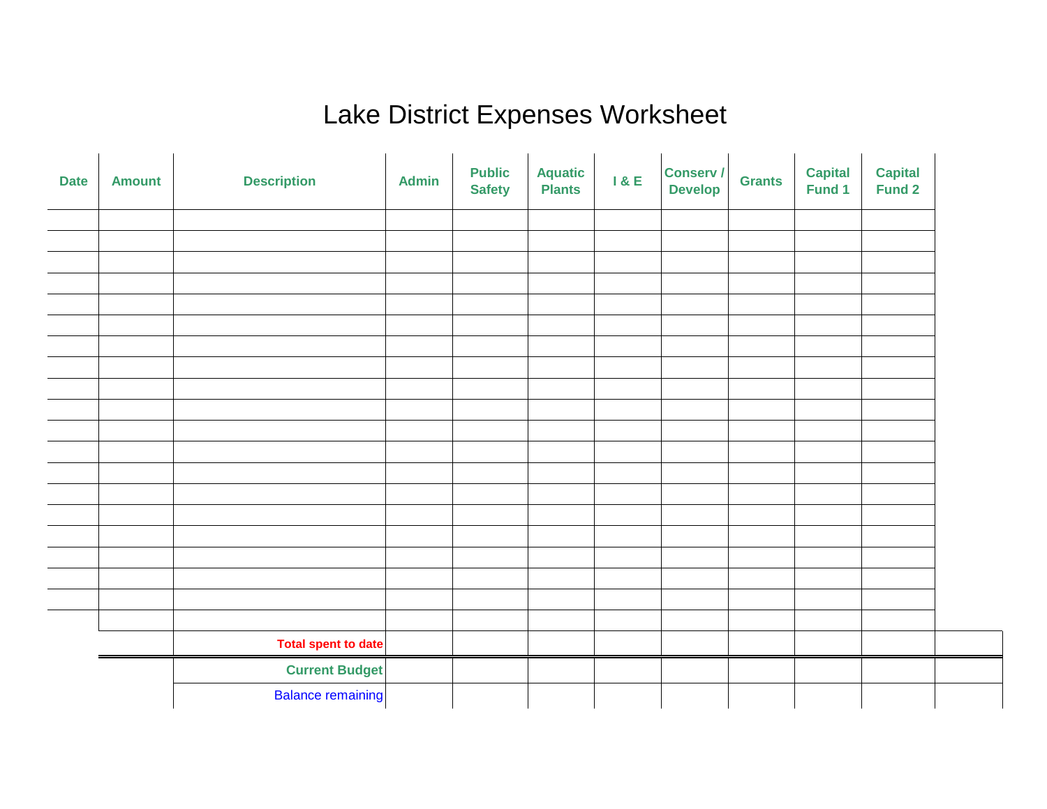# Lake District Expenses Worksheet

| Date | Amount | Description | Admin | Public Safety | Aquatic Plants | I & E | Conserv / Develop | Grants | Capital Fund 1 | Capital Fund 2 | |
|---|---|---|---|---|---|---|---|---|---|---|---|
| | | | | | | | | | | | |
| | | | | | | | | | | | |
| | | | | | | | | | | | |
| | | | | | | | | | | | |
| | | | | | | | | | | | |
| | | | | | | | | | | | |
| | | | | | | | | | | | |
| | | | | | | | | | | | |
| | | | | | | | | | | | |
| | | | | | | | | | | | |
| | | | | | | | | | | | |
| | | | | | | | | | | | |
| | | | | | | | | | | | |
| | | | | | | | | | | | |
| | | | | | | | | | | | |
| | | | | | | | | | | | |
| | | | | | | | | | | | |
| | | | | | | | | | | | |
| | | | | | | | | | | | |
| | | | | | | | | | | | |
| | | **Total spent to date** | | | | | | | | | |
| | | **Current Budget** | | | | | | | | | |
| | | Balance remaining | | | | | | | | | |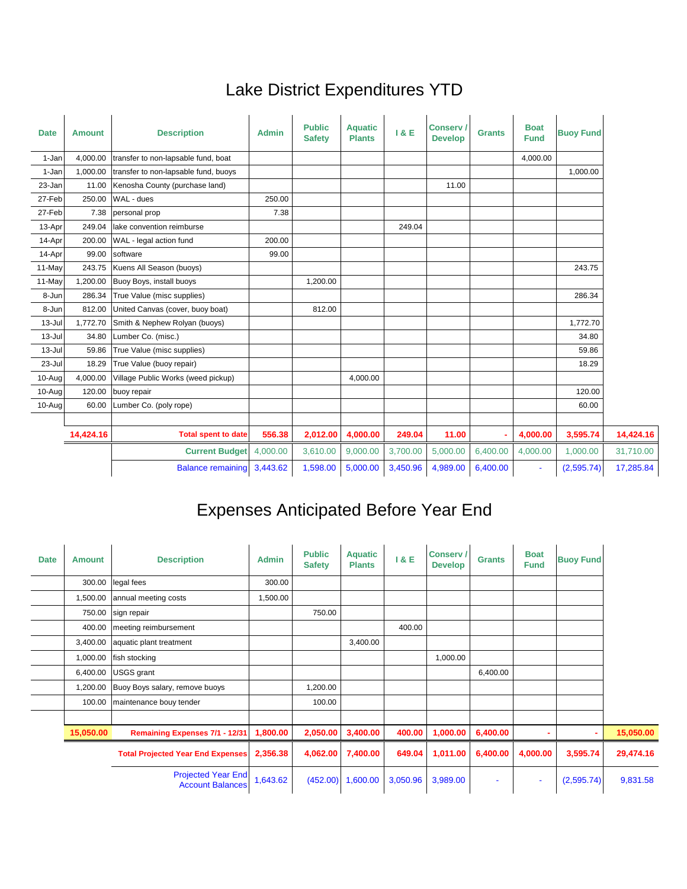# Lake District Expenditures YTD

| Date | Amount | Description | Admin | Public Safety | Aquatic Plants | I & E | Conserv / Develop | Grants | Boat Fund | Buoy Fund | |
|---|---|---|---|---|---|---|---|---|---|---|---|
| 1-Jan | 4,000.00 | transfer to non-lapsable fund, boat | | | | | | | 4,000.00 | | |
| 1-Jan | 1,000.00 | transfer to non-lapsable fund, buoys | | | | | | | | 1,000.00 | |
| 23-Jan | 11.00 | Kenosha County (purchase land) | | | | | 11.00 | | | | |
| 27-Feb | 250.00 | WAL - dues | 250.00 | | | | | | | | |
| 27-Feb | 7.38 | personal prop | 7.38 | | | | | | | | |
| 13-Apr | 249.04 | lake convention reimburse | | | | 249.04 | | | | | |
| 14-Apr | 200.00 | WAL - legal action fund | 200.00 | | | | | | | | |
| 14-Apr | 99.00 | software | 99.00 | | | | | | | | |
| 11-May | 243.75 | Kuens All Season (buoys) | | | | | | | | 243.75 | |
| 11-May | 1,200.00 | Buoy Boys, install buoys | | 1,200.00 | | | | | | | |
| 8-Jun | 286.34 | True Value (misc supplies) | | | | | | | | 286.34 | |
| 8-Jun | 812.00 | United Canvas (cover, buoy boat) | | 812.00 | | | | | | | |
| 13-Jul | 1,772.70 | Smith & Nephew Rolyan (buoys) | | | | | | | | 1,772.70 | |
| 13-Jul | 34.80 | Lumber Co. (misc.) | | | | | | | | 34.80 | |
| 13-Jul | 59.86 | True Value (misc supplies) | | | | | | | | 59.86 | |
| 23-Jul | 18.29 | True Value (buoy repair) | | | | | | | | 18.29 | |
| 10-Aug | 4,000.00 | Village Public Works (weed pickup) | | | 4,000.00 | | | | | | |
| 10-Aug | 120.00 | buoy repair | | | | | | | | 120.00 | |
| 10-Aug | 60.00 | Lumber Co. (poly rope) | | | | | | | | 60.00 | |
| | **14,424.16** | **Total spent to date** | **556.38** | **2,012.00** | **4,000.00** | **249.04** | **11.00** | **-** | **4,000.00** | **3,595.74** | **14,424.16** |
| | | Current Budget | 4,000.00 | 3,610.00 | 9,000.00 | 3,700.00 | 5,000.00 | 6,400.00 | 4,000.00 | 1,000.00 | 31,710.00 |
| | | Balance remaining | 3,443.62 | 1,598.00 | 5,000.00 | 3,450.96 | 4,989.00 | 6,400.00 | - | (2,595.74) | 17,285.84 |

# Expenses Anticipated Before Year End

| Date | Amount | Description | Admin | Public Safety | Aquatic Plants | I & E | Conserv / Develop | Grants | Boat Fund | Buoy Fund | |
|---|---|---|---|---|---|---|---|---|---|---|---|
| | 300.00 | legal fees | 300.00 | | | | | | | | |
| | 1,500.00 | annual meeting costs | 1,500.00 | | | | | | | | |
| | 750.00 | sign repair | | 750.00 | | | | | | | |
| | 400.00 | meeting reimbursement | | | | 400.00 | | | | | |
| | 3,400.00 | aquatic plant treatment | | | 3,400.00 | | | | | | |
| | 1,000.00 | fish stocking | | | | | 1,000.00 | | | | |
| | 6,400.00 | USGS grant | | | | | | 6,400.00 | | | |
| | 1,200.00 | Buoy Boys salary, remove buoys | | 1,200.00 | | | | | | | |
| | 100.00 | maintenance bouy tender | | 100.00 | | | | | | | |
| | **15,050.00** | **Remaining Expenses 7/1 - 12/31** | **1,800.00** | **2,050.00** | **3,400.00** | **400.00** | **1,000.00** | **6,400.00** | **-** | **-** | **15,050.00** |
| | | **Total Projected Year End Expenses** | **2,356.38** | **4,062.00** | **7,400.00** | **649.04** | **1,011.00** | **6,400.00** | **4,000.00** | **3,595.74** | **29,474.16** |
| | | Projected Year End Account Balances | 1,643.62 | (452.00) | 1,600.00 | 3,050.96 | 3,989.00 | - | - | (2,595.74) | 9,831.58 |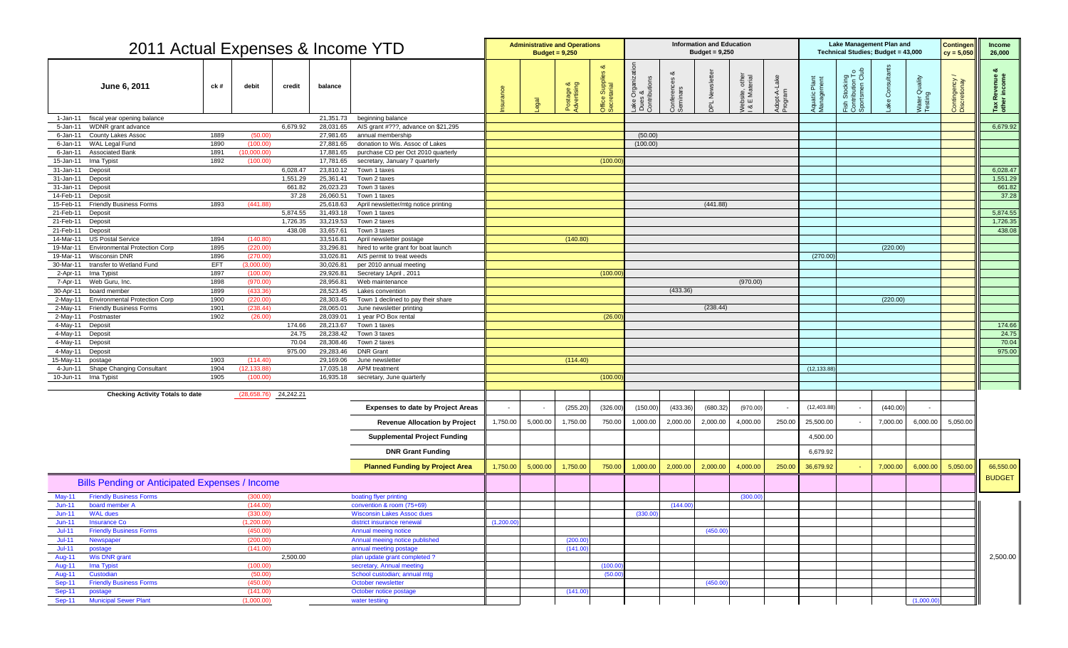# 2011 Actual Expenses & Income YTD

| June 6, 2011 | | ck # | debit | credit | balance | | Administrative and Operations Budget = 9,250 | | | | Information and Education Budget = 9,250 | | | | | Lake Management Plan and Technical Studies; Budget = 43,000 | | | | Contingency = 5,050 | Income 26,000 |
|---|---|---|---|---|---|---|---|---|---|---|---|---|---|---|---|---|---|---|---|---|---|
| | | | | | | | Insurance | Legal | Postage & Advertising | Office Supplies & Secretarial | Lake Organization Dues & Contributions | Conferences & Seminars | DPL Newsletter | Website, other I & E Material | Adopt-A-Lake Program | Aquatic Plant Management | Fish Stocking Contribution To Sportsmen Club | Lake Consultants | Water Quality Testing | Contingency / Discretionay | Tax Revenue & other income |
| 1-Jan-11 | fiscal year opening balance | | | | 21,351.73 | beginning balance | | | | | | | | | | | | | | | |
| 5-Jan-11 | WDNR grant advance | | | 6,679.92 | 28,031.65 | AIS grant #???, advance on $21,295 | | | | | | | | | | | | | | | 6,679.92 |
| 6-Jan-11 | County Lakes Assoc | 1889 | (50.00) | | 27,981.65 | annual membership | | | | | (50.00) | | | | | | | | | | |
| 6-Jan-11 | WAL Legal Fund | 1890 | (100.00) | | 27,881.65 | donation to Wis. Assoc of Lakes | | | | | (100.00) | | | | | | | | | | |
| 6-Jan-11 | Associated Bank | 1891 | (10,000.00) | | 17,881.65 | purchase CD per Oct 2010 quarterly | | | | | | | | | | | | | | | |
| 15-Jan-11 | Ima Typist | 1892 | (100.00) | | 17,781.65 | secretary, January 7 quarterly | | | | (100.00) | | | | | | | | | | | |
| 31-Jan-11 | Deposit | | | 6,028.47 | 23,810.12 | Town 1 taxes | | | | | | | | | | | | | | | 6,028.47 |
| 31-Jan-11 | Deposit | | | 1,551.29 | 25,361.41 | Town 2 taxes | | | | | | | | | | | | | | | 1,551.29 |
| 31-Jan-11 | Deposit | | | 661.82 | 26,023.23 | Town 3 taxes | | | | | | | | | | | | | | | 661.82 |
| 14-Feb-11 | Deposit | | | 37.28 | 26,060.51 | Town 1 taxes | | | | | | | | | | | | | | | 37.28 |
| 15-Feb-11 | Friendly Business Forms | 1893 | (441.88) | | 25,618.63 | April newsletter/mtg notice printing | | | | | | | (441.88) | | | | | | | | |
| 21-Feb-11 | Deposit | | | 5,874.55 | 31,493.18 | Town 1 taxes | | | | | | | | | | | | | | | 5,874.55 |
| 21-Feb-11 | Deposit | | | 1,726.35 | 33,219.53 | Town 2 taxes | | | | | | | | | | | | | | | 1,726.35 |
| 21-Feb-11 | Deposit | | | 438.08 | 33,657.61 | Town 3 taxes | | | | | | | | | | | | | | | 438.08 |
| 14-Mar-11 | US Postal Service | 1894 | (140.80) | | 33,516.81 | April newsletter postage | | | (140.80) | | | | | | | | | | | | |
| 19-Mar-11 | Environmental Protection Corp | 1895 | (220.00) | | 33,296.81 | hired to write grant for boat launch | | | | | | | | | | | | (220.00) | | | |
| 19-Mar-11 | Wisconsin DNR | 1896 | (270.00) | | 33,026.81 | AIS permit to treat weeds | | | | | | | | | | (270.00) | | | | | |
| 30-Mar-11 | transfer to Wetland Fund | EFT | (3,000.00) | | 30,026.81 | per 2010 annual meeting | | | | | | | | | | | | | | | |
| 2-Apr-11 | Ima Typist | 1897 | (100.00) | | 29,926.81 | Secretary 1April , 2011 | | | | (100.00) | | | | | | | | | | | |
| 7-Apr-11 | Web Guru, Inc. | 1898 | (970.00) | | 28,956.81 | Web maintenance | | | | | | | | (970.00) | | | | | | | |
| 30-Apr-11 | board member | 1899 | (433.36) | | 28,523.45 | Lakes convention | | | | | | (433.36) | | | | | | | | | |
| 2-May-11 | Environmental Protection Corp | 1900 | (220.00) | | 28,303.45 | Town 1 declined to pay their share | | | | | | | | | | | | (220.00) | | | |
| 2-May-11 | Friendly Business Forms | 1901 | (238.44) | | 28,065.01 | June newsletter printing | | | | | | | (238.44) | | | | | | | | |
| 2-May-11 | Postmaster | 1902 | (26.00) | | 28,039.01 | 1 year PO Box rental | | | | (26.00) | | | | | | | | | | | |
| 4-May-11 | Deposit | | | 174.66 | 28,213.67 | Town 1 taxes | | | | | | | | | | | | | | | 174.66 |
| 4-May-11 | Deposit | | | 24.75 | 28,238.42 | Town 3 taxes | | | | | | | | | | | | | | | 24.75 |
| 4-May-11 | Deposit | | | 70.04 | 28,308.46 | Town 2 taxes | | | | | | | | | | | | | | | 70.04 |
| 4-May-11 | Deposit | | | 975.00 | 29,283.46 | DNR Grant | | | | | | | | | | | | | | | 975.00 |
| 15-May-11 | postage | 1903 | (114.40) | | 29,169.06 | June newsletter | | | (114.40) | | | | | | | | | | | | |
| 4-Jun-11 | Shape Changing Consultant | 1904 | (12,133.88) | | 17,035.18 | APM treatment | | | | | | | | | | (12,133.88) | | | | | |
| 10-Jun-11 | Ima Typist | 1905 | (100.00) | | 16,935.18 | secretary, June quarterly | | | | (100.00) | | | | | | | | | | | |
| **Checking Activity Totals to date** | | | (28,658.76) | 24,242.21 | | | | | | | | | | | | | | | | | |
| | | | | | | **Expenses to date by Project Areas** | - | - | (255.20) | (326.00) | (150.00) | (433.36) | (680.32) | (970.00) | - | (12,403.88) | - | (440.00) | - | | |
| | | | | | | **Revenue Allocation by Project** | 1,750.00 | 5,000.00 | 1,750.00 | 750.00 | 1,000.00 | 2,000.00 | 2,000.00 | 4,000.00 | 250.00 | 25,500.00 | - | 7,000.00 | 6,000.00 | 5,050.00 | |
| | | | | | | **Supplemental Project Funding** | | | | | | | | | | 4,500.00 | | | | | |
| | | | | | | **DNR Grant Funding** | | | | | | | | | | 6,679.92 | | | | | |
| | | | | | | **Planned Funding by Project Area** | 1,750.00 | 5,000.00 | 1,750.00 | 750.00 | 1,000.00 | 2,000.00 | 2,000.00 | 4,000.00 | 250.00 | 36,679.92 | - | 7,000.00 | 6,000.00 | 5,050.00 | 66,550.00 BUDGET |

## Bills Pending or Anticipated Expenses / Income

| Date | Payee | debit | credit | Description | Insurance | Legal | Postage & Advertising | Office Supplies & Secretarial | Lake Organization Dues & Contributions | Conferences & Seminars | DPL Newsletter | Website, other I & E Material | Adopt-A-Lake Program | Aquatic Plant Management | Fish Stocking Contribution To Sportsmen Club | Lake Consultants | Water Quality Testing | Contingency / Discretionay | Tax Revenue & other income |
|---|---|---|---|---|---|---|---|---|---|---|---|---|---|---|---|---|---|---|---|
| May-11 | Friendly Business Forms | (300.00) | | boating flyer printing | | | | | | | | (300.00) | | | | | | | |
| Jun-11 | board member A | (144.00) | | convention & room (75+69) | | | | | | (144.00) | | | | | | | | | |
| Jun-11 | WAL dues | (330.00) | | Wisconsin Lakes Assoc dues | | | | | (330.00) | | | | | | | | | | |
| Jun-11 | Insurance Co | (1,200.00) | | district insurance renewal | (1,200.00) | | | | | | | | | | | | | | |
| Jul-11 | Friendly Business Forms | (450.00) | | Annual meeing notice | | | | | | | (450.00) | | | | | | | | |
| Jul-11 | Newspaper | (200.00) | | Annual meeting notice published | | | (200.00) | | | | | | | | | | | | |
| Jul-11 | postage | (141.00) | | annual meeting postage | | | (141.00) | | | | | | | | | | | | |
| Aug-11 | Wis DNR grant | | 2,500.00 | plan update grant completed ? | | | | | | | | | | | | | | | 2,500.00 |
| Aug-11 | Ima Typist | (100.00) | | secretary, Annual meeting | | | | (100.00) | | | | | | | | | | | |
| Aug-11 | Custodian | (50.00) | | School custodian; annual mtg | | | | (50.00) | | | | | | | | | | | |
| Sep-11 | Friendly Business Forms | (450.00) | | October newsletter | | | | | | | (450.00) | | | | | | | | |
| Sep-11 | postage | (141.00) | | October notice postage | | | (141.00) | | | | | | | | | | | | |
| Sep-11 | Municipal Sewer Plant | (1,000.00) | | water testing | | | | | | | | | | | | | (1,000.00) | | |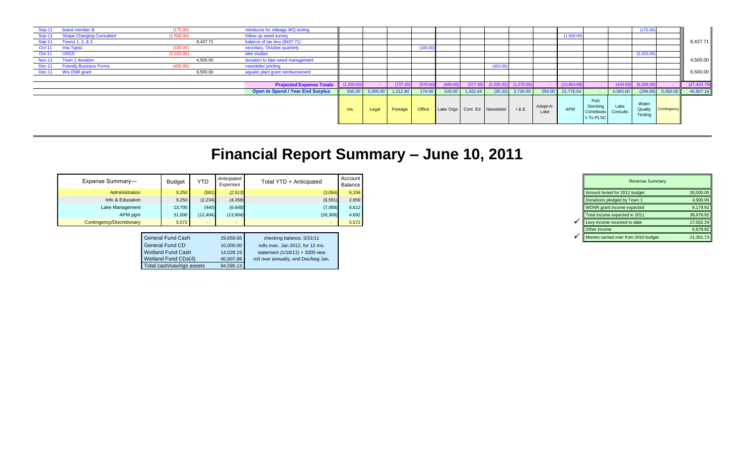| | | | | | Ins. | Legal | Postage | Office | Lake Orgs | Cont. Ed | Newsletter | I & E | Adopt-A-Lake | APM | Fish Stocking Contribution To PLSC | Lake Consults | Water Quality Testing | Contingency | |
|---|---|---|---|---|---|---|---|---|---|---|---|---|---|---|---|---|---|---|---|
| Sep-11 | board member B | (175.00) | | reimburse for mileage WQ testing | | | | | | | | | | | | | (175.00) | | |
| Sep-11 | Shape Changing Consultant | (1,500.00) | | follow-up weed survey | | | | | | | | | | (1,500.00) | | | | | |
| Sep-11 | Towns 1, 2, & 3 | | 8,437.71 | balance of tax levy (8437.71) | | | | | | | | | | | | | | | 8,437.71 |
| Oct-11 | Ima Typist | (100.00) | | secretary, October quarterly | | | | (100.00) | | | | | | | | | | | |
| Oct-11 | USGS | (5,033.00) | | lake studies | | | | | | | | | | | | | (5,033.00) | | |
| Nov-11 | Town 1 donation | | 4,500.00 | donation to lake weed management | | | | | | | | | | | | | | | 4,500.00 |
| Dec-11 | Friendly Business Forms | (450.00) | | newsletter printing | | | | | | | (450.00) | | | | | | | | |
| Dec-11 | Wis DNR grant | | 6,500.00 | aquatic plant grant reimbursement | | | | | | | | | | | | | | | 6,500.00 |
| | | | | **Projected Expense Totals** | (1,200.00) | - | (737.20) | (576.00) | (480.00) | (577.36) | (2,030.32) | (1,270.00) | - | (13,903.88) | - | (440.00) | (6,208.00) | - | (27,422.76) |
| | | | | **Open to Spend / Year End Surplus** | 550.00 | 5,000.00 | 1,012.80 | 174.00 | 520.00 | 1,422.64 | (30.32) | 2,730.00 | 250.00 | 22,776.04 | - | 6,560.00 | (208.00) | 5,050.00 | 45,807.16 |

# Financial Report Summary – June 10, 2011

| Expense Summary— | Budget | YTD | *Anticipated Expenses* | Total YTD + Anticipated | Account Balance |
|---|---|---|---|---|---|
| Administration | 9,250 | (581) | *(2,513)* | (3,094) | 6,156 |
| Info & Education | 9,250 | (2,234) | *(4,358)* | (6,591) | 2,659 |
| Lake Management | 13,700 | (440) | *(6,648)* | (7,088) | 6,612 |
| APM pgm | 31,000 | (12,404) | *(13,904)* | (26,308) | 4,692 |
| Contingency/Discretionary | 5,572 | - | - | - | 5,572 |

| | | |
|---|---|---|
| General Fund Cash | 29,659.06 | checking balance, 5/31/11 |
| General Fund CD | 10,000.00 | rolls over, Jan 2012, for 12 mo. |
| Wetland Fund Cash | 14,028.19 | statement (1/18/11) + 3000 new |
| Wetland Fund CDs(4) | 40,907.88 | roll over annually, end Dec/beg Jan. |
| Total cash/savings assets | 94,595.13 | |

| | Revenue Summary | |
|---|---|---|
| | Amount levied for 2011 budget | 26,000.00 |
| | Donations pledged by Town 1 | 4,500.00 |
| | WDNR grant income expected | 9,179.92 |
| | Total income expected in 2011 | 39,679.92 |
| ✓ | Levy income received to date | 17,562.29 |
| | Other income | 6,679.92 |
| ✓ | Monies carried over from 2010 budget | 21,351.73 |